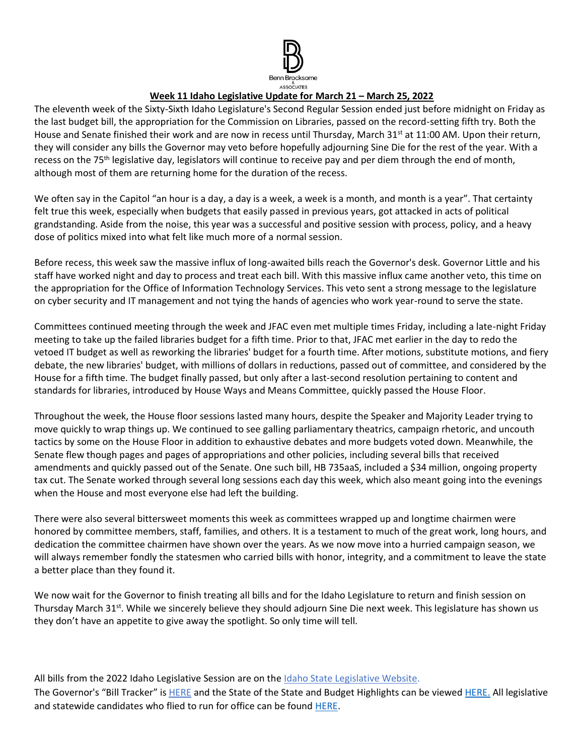Benn Brocksome & ASSOCIATES

**Week 11 Idaho Legislative Update for March 21 – March 25, 2022**

The eleventh week of the Sixty-Sixth Idaho Legislature's Second Regular Session ended just before midnight on Friday as the last budget bill, the appropriation for the Commission on Libraries, passed on the record-setting fifth try. Both the House and Senate finished their work and are now in recess until Thursday, March 31st at 11:00 AM. Upon their return, they will consider any bills the Governor may veto before hopefully adjourning Sine Die for the rest of the year. With a recess on the 75th legislative day, legislators will continue to receive pay and per diem through the end of month, although most of them are returning home for the duration of the recess.

We often say in the Capitol "an hour is a day, a day is a week, a week is a month, and month is a year". That certainty felt true this week, especially when budgets that easily passed in previous years, got attacked in acts of political grandstanding. Aside from the noise, this year was a successful and positive session with process, policy, and a heavy dose of politics mixed into what felt like much more of a normal session.

Before recess, this week saw the massive influx of long-awaited bills reach the Governor's desk. Governor Little and his staff have worked night and day to process and treat each bill. With this massive influx came another veto, this time on the appropriation for the Office of Information Technology Services. This veto sent a strong message to the legislature on cyber security and IT management and not tying the hands of agencies who work year-round to serve the state.

Committees continued meeting through the week and JFAC even met multiple times Friday, including a late-night Friday meeting to take up the failed libraries budget for a fifth time. Prior to that, JFAC met earlier in the day to redo the vetoed IT budget as well as reworking the libraries' budget for a fourth time. After motions, substitute motions, and fiery debate, the new libraries' budget, with millions of dollars in reductions, passed out of committee, and considered by the House for a fifth time. The budget finally passed, but only after a last-second resolution pertaining to content and standards for libraries, introduced by House Ways and Means Committee, quickly passed the House Floor.

Throughout the week, the House floor sessions lasted many hours, despite the Speaker and Majority Leader trying to move quickly to wrap things up. We continued to see galling parliamentary theatrics, campaign rhetoric, and uncouth tactics by some on the House Floor in addition to exhaustive debates and more budgets voted down. Meanwhile, the Senate flew though pages and pages of appropriations and other policies, including several bills that received amendments and quickly passed out of the Senate. One such bill, HB 735aaS, included a $34 million, ongoing property tax cut. The Senate worked through several long sessions each day this week, which also meant going into the evenings when the House and most everyone else had left the building.

There were also several bittersweet moments this week as committees wrapped up and longtime chairmen were honored by committee members, staff, families, and others. It is a testament to much of the great work, long hours, and dedication the committee chairmen have shown over the years. As we now move into a hurried campaign season, we will always remember fondly the statesmen who carried bills with honor, integrity, and a commitment to leave the state a better place than they found it.

We now wait for the Governor to finish treating all bills and for the Idaho Legislature to return and finish session on Thursday March 31st. While we sincerely believe they should adjourn Sine Die next week. This legislature has shown us they don't have an appetite to give away the spotlight. So only time will tell.

All bills from the 2022 Idaho Legislative Session are on the Idaho State Legislative Website.
The Governor's "Bill Tracker" is HERE and the State of the State and Budget Highlights can be viewed HERE. All legislative and statewide candidates who flied to run for office can be found HERE.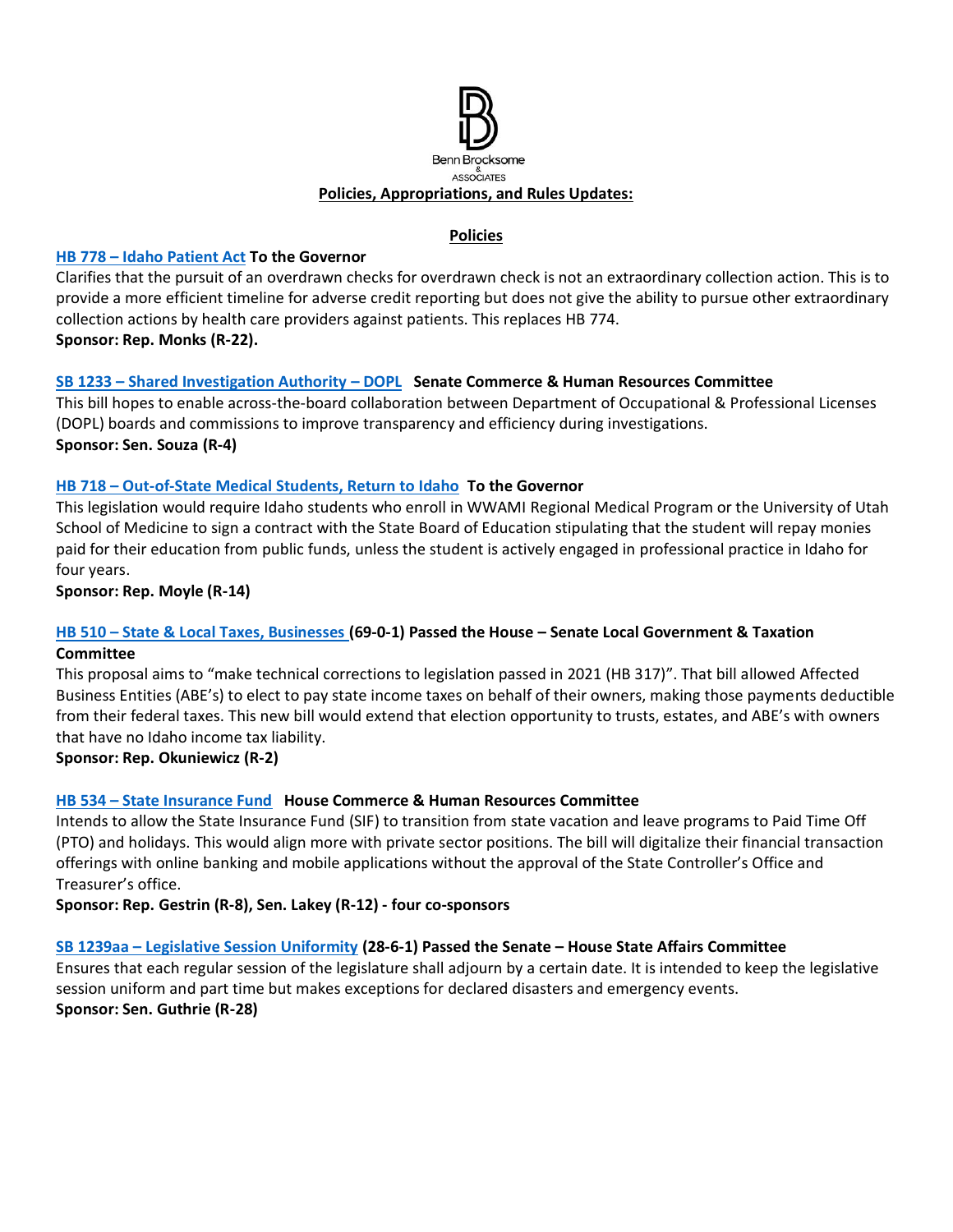Benn Brocksome & Associates

**Policies, Appropriations, and Rules Updates:**

## Policies

**HB 778 – Idaho Patient Act To the Governor**

Clarifies that the pursuit of an overdrawn checks for overdrawn check is not an extraordinary collection action. This is to provide a more efficient timeline for adverse credit reporting but does not give the ability to pursue other extraordinary collection actions by health care providers against patients. This replaces HB 774.

**Sponsor: Rep. Monks (R-22).**

**SB 1233 – Shared Investigation Authority – DOPL Senate Commerce & Human Resources Committee**

This bill hopes to enable across-the-board collaboration between Department of Occupational & Professional Licenses (DOPL) boards and commissions to improve transparency and efficiency during investigations.

**Sponsor: Sen. Souza (R-4)**

**HB 718 – Out-of-State Medical Students, Return to Idaho To the Governor**

This legislation would require Idaho students who enroll in WWAMI Regional Medical Program or the University of Utah School of Medicine to sign a contract with the State Board of Education stipulating that the student will repay monies paid for their education from public funds, unless the student is actively engaged in professional practice in Idaho for four years.

**Sponsor: Rep. Moyle (R-14)**

**HB 510 – State & Local Taxes, Businesses (69-0-1) Passed the House – Senate Local Government & Taxation Committee**

This proposal aims to "make technical corrections to legislation passed in 2021 (HB 317)". That bill allowed Affected Business Entities (ABE's) to elect to pay state income taxes on behalf of their owners, making those payments deductible from their federal taxes. This new bill would extend that election opportunity to trusts, estates, and ABE's with owners that have no Idaho income tax liability.

**Sponsor: Rep. Okuniewicz (R-2)**

**HB 534 – State Insurance Fund House Commerce & Human Resources Committee**

Intends to allow the State Insurance Fund (SIF) to transition from state vacation and leave programs to Paid Time Off (PTO) and holidays. This would align more with private sector positions. The bill will digitalize their financial transaction offerings with online banking and mobile applications without the approval of the State Controller's Office and Treasurer's office.

**Sponsor: Rep. Gestrin (R-8), Sen. Lakey (R-12) - four co-sponsors**

**SB 1239aa – Legislative Session Uniformity (28-6-1) Passed the Senate – House State Affairs Committee**

Ensures that each regular session of the legislature shall adjourn by a certain date. It is intended to keep the legislative session uniform and part time but makes exceptions for declared disasters and emergency events.

**Sponsor: Sen. Guthrie (R-28)**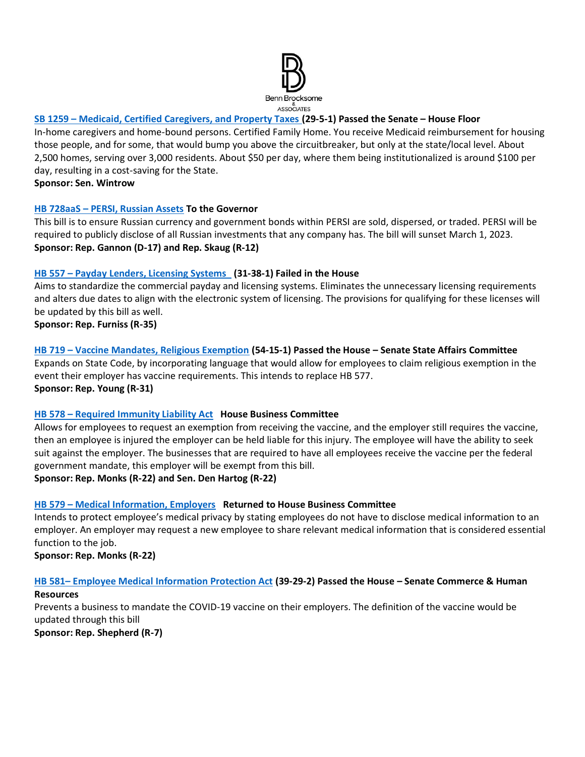**SB 1259 – Medicaid, Certified Caregivers, and Property Taxes (29-5-1) Passed the Senate – House Floor**

In-home caregivers and home-bound persons. Certified Family Home. You receive Medicaid reimbursement for housing those people, and for some, that would bump you above the circuitbreaker, but only at the state/local level. About 2,500 homes, serving over 3,000 residents. About $50 per day, where them being institutionalized is around $100 per day, resulting in a cost-saving for the State.

**Sponsor: Sen. Wintrow**

**HB 728aaS – PERSI, Russian Assets To the Governor**

This bill is to ensure Russian currency and government bonds within PERSI are sold, dispersed, or traded. PERSI will be required to publicly disclose of all Russian investments that any company has. The bill will sunset March 1, 2023.

**Sponsor: Rep. Gannon (D-17) and Rep. Skaug (R-12)**

**HB 557 – Payday Lenders, Licensing Systems (31-38-1) Failed in the House**

Aims to standardize the commercial payday and licensing systems. Eliminates the unnecessary licensing requirements and alters due dates to align with the electronic system of licensing. The provisions for qualifying for these licenses will be updated by this bill as well.

**Sponsor: Rep. Furniss (R-35)**

**HB 719 – Vaccine Mandates, Religious Exemption (54-15-1) Passed the House – Senate State Affairs Committee**

Expands on State Code, by incorporating language that would allow for employees to claim religious exemption in the event their employer has vaccine requirements. This intends to replace HB 577.

**Sponsor: Rep. Young (R-31)**

**HB 578 – Required Immunity Liability Act House Business Committee**

Allows for employees to request an exemption from receiving the vaccine, and the employer still requires the vaccine, then an employee is injured the employer can be held liable for this injury. The employee will have the ability to seek suit against the employer. The businesses that are required to have all employees receive the vaccine per the federal government mandate, this employer will be exempt from this bill.

**Sponsor: Rep. Monks (R-22) and Sen. Den Hartog (R-22)**

**HB 579 – Medical Information, Employers Returned to House Business Committee**

Intends to protect employee's medical privacy by stating employees do not have to disclose medical information to an employer. An employer may request a new employee to share relevant medical information that is considered essential function to the job.

**Sponsor: Rep. Monks (R-22)**

**HB 581– Employee Medical Information Protection Act (39-29-2) Passed the House – Senate Commerce & Human Resources**

Prevents a business to mandate the COVID-19 vaccine on their employers. The definition of the vaccine would be updated through this bill

**Sponsor: Rep. Shepherd (R-7)**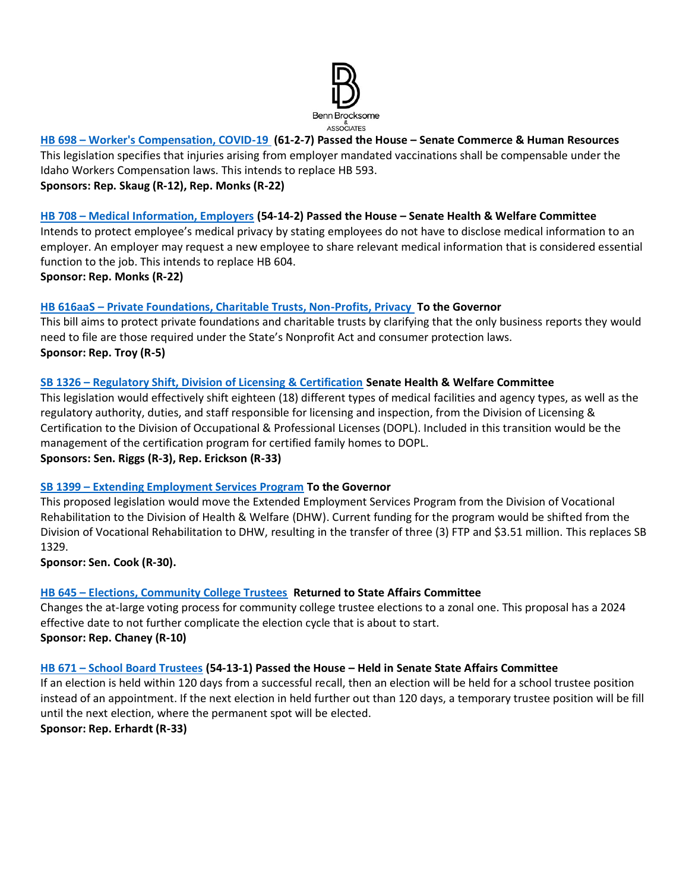**[HB 698 – Worker's Compensation, COVID-19](#) (61-2-7) Passed the House – Senate Commerce & Human Resources**
This legislation specifies that injuries arising from employer mandated vaccinations shall be compensable under the Idaho Workers Compensation laws. This intends to replace HB 593.
**Sponsors: Rep. Skaug (R-12), Rep. Monks (R-22)**

**[HB 708 – Medical Information, Employers](#) (54-14-2) Passed the House – Senate Health & Welfare Committee**
Intends to protect employee's medical privacy by stating employees do not have to disclose medical information to an employer. An employer may request a new employee to share relevant medical information that is considered essential function to the job. This intends to replace HB 604.
**Sponsor: Rep. Monks (R-22)**

**[HB 616aaS – Private Foundations, Charitable Trusts, Non-Profits, Privacy](#) To the Governor**
This bill aims to protect private foundations and charitable trusts by clarifying that the only business reports they would need to file are those required under the State's Nonprofit Act and consumer protection laws.
**Sponsor: Rep. Troy (R-5)**

**[SB 1326 – Regulatory Shift, Division of Licensing & Certification](#) Senate Health & Welfare Committee**
This legislation would effectively shift eighteen (18) different types of medical facilities and agency types, as well as the regulatory authority, duties, and staff responsible for licensing and inspection, from the Division of Licensing & Certification to the Division of Occupational & Professional Licenses (DOPL). Included in this transition would be the management of the certification program for certified family homes to DOPL.
**Sponsors: Sen. Riggs (R-3), Rep. Erickson (R-33)**

**[SB 1399 – Extending Employment Services Program](#) To the Governor**
This proposed legislation would move the Extended Employment Services Program from the Division of Vocational Rehabilitation to the Division of Health & Welfare (DHW). Current funding for the program would be shifted from the Division of Vocational Rehabilitation to DHW, resulting in the transfer of three (3) FTP and $3.51 million. This replaces SB 1329.
**Sponsor: Sen. Cook (R-30).**

**[HB 645 – Elections, Community College Trustees](#) Returned to State Affairs Committee**
Changes the at-large voting process for community college trustee elections to a zonal one. This proposal has a 2024 effective date to not further complicate the election cycle that is about to start.
**Sponsor: Rep. Chaney (R-10)**

**[HB 671 – School Board Trustees](#) (54-13-1) Passed the House – Held in Senate State Affairs Committee**
If an election is held within 120 days from a successful recall, then an election will be held for a school trustee position instead of an appointment. If the next election in held further out than 120 days, a temporary trustee position will be fill until the next election, where the permanent spot will be elected.
**Sponsor: Rep. Erhardt (R-33)**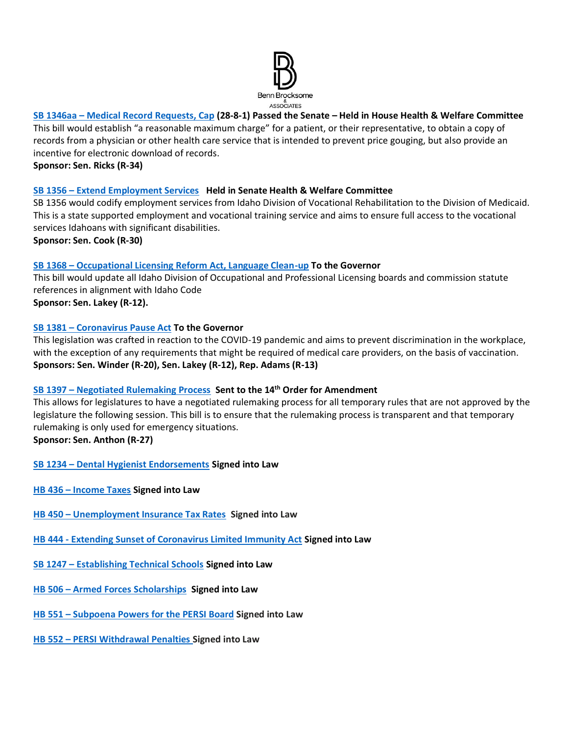**SB 1346aa – Medical Record Requests, Cap (28-8-1) Passed the Senate – Held in House Health & Welfare Committee**

This bill would establish "a reasonable maximum charge" for a patient, or their representative, to obtain a copy of records from a physician or other health care service that is intended to prevent price gouging, but also provide an incentive for electronic download of records.

**Sponsor: Sen. Ricks (R-34)**

**SB 1356 – Extend Employment Services Held in Senate Health & Welfare Committee**

SB 1356 would codify employment services from Idaho Division of Vocational Rehabilitation to the Division of Medicaid. This is a state supported employment and vocational training service and aims to ensure full access to the vocational services Idahoans with significant disabilities.

**Sponsor: Sen. Cook (R-30)**

**SB 1368 – Occupational Licensing Reform Act, Language Clean-up To the Governor**

This bill would update all Idaho Division of Occupational and Professional Licensing boards and commission statute references in alignment with Idaho Code

**Sponsor: Sen. Lakey (R-12).**

**SB 1381 – Coronavirus Pause Act To the Governor**

This legislation was crafted in reaction to the COVID-19 pandemic and aims to prevent discrimination in the workplace, with the exception of any requirements that might be required of medical care providers, on the basis of vaccination.

**Sponsors: Sen. Winder (R-20), Sen. Lakey (R-12), Rep. Adams (R-13)**

**SB 1397 – Negotiated Rulemaking Process Sent to the 14th Order for Amendment**

This allows for legislatures to have a negotiated rulemaking process for all temporary rules that are not approved by the legislature the following session. This bill is to ensure that the rulemaking process is transparent and that temporary rulemaking is only used for emergency situations.

**Sponsor: Sen. Anthon (R-27)**

**SB 1234 – Dental Hygienist Endorsements Signed into Law**

**HB 436 – Income Taxes Signed into Law**

**HB 450 – Unemployment Insurance Tax Rates Signed into Law**

**HB 444 - Extending Sunset of Coronavirus Limited Immunity Act Signed into Law**

**SB 1247 – Establishing Technical Schools Signed into Law**

**HB 506 – Armed Forces Scholarships Signed into Law**

**HB 551 – Subpoena Powers for the PERSI Board Signed into Law**

**HB 552 – PERSI Withdrawal Penalties Signed into Law**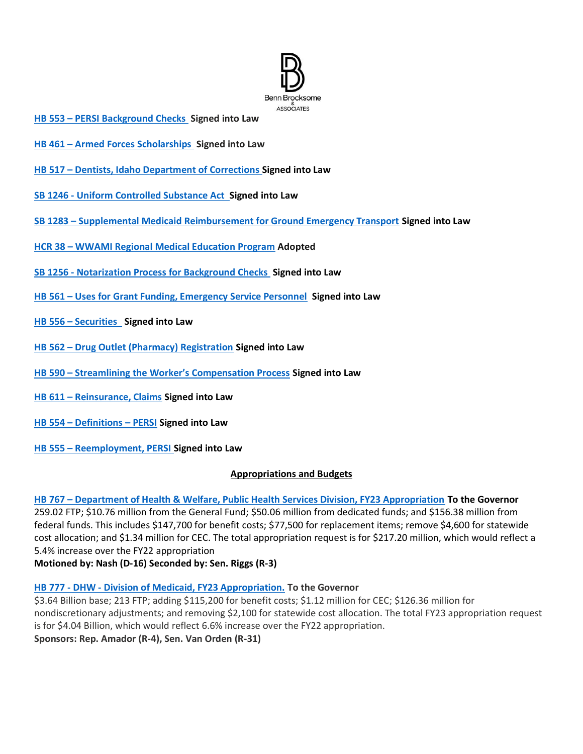**HB 553 – PERSI Background Checks Signed into Law**

**HB 461 – Armed Forces Scholarships Signed into Law**

**HB 517 – Dentists, Idaho Department of Corrections Signed into Law**

**SB 1246 - Uniform Controlled Substance Act Signed into Law**

**SB 1283 – Supplemental Medicaid Reimbursement for Ground Emergency Transport Signed into Law**

**HCR 38 – WWAMI Regional Medical Education Program Adopted**

**SB 1256 - Notarization Process for Background Checks Signed into Law**

**HB 561 – Uses for Grant Funding, Emergency Service Personnel Signed into Law**

**HB 556 – Securities Signed into Law**

**HB 562 – Drug Outlet (Pharmacy) Registration Signed into Law**

**HB 590 – Streamlining the Worker's Compensation Process Signed into Law**

**HB 611 – Reinsurance, Claims Signed into Law**

**HB 554 – Definitions – PERSI Signed into Law**

**HB 555 – Reemployment, PERSI Signed into Law**

## Appropriations and Budgets

**HB 767 – Department of Health & Welfare, Public Health Services Division, FY23 Appropriation To the Governor**
259.02 FTP; $10.76 million from the General Fund; $50.06 million from dedicated funds; and $156.38 million from federal funds. This includes $147,700 for benefit costs; $77,500 for replacement items; remove $4,600 for statewide cost allocation; and $1.34 million for CEC. The total appropriation request is for $217.20 million, which would reflect a 5.4% increase over the FY22 appropriation
**Motioned by: Nash (D-16) Seconded by: Sen. Riggs (R-3)**

**HB 777 - DHW - Division of Medicaid, FY23 Appropriation. To the Governor**
$3.64 Billion base; 213 FTP; adding $115,200 for benefit costs; $1.12 million for CEC; $126.36 million for nondiscretionary adjustments; and removing $2,100 for statewide cost allocation. The total FY23 appropriation request is for $4.04 Billion, which would reflect 6.6% increase over the FY22 appropriation.
**Sponsors: Rep. Amador (R-4), Sen. Van Orden (R-31)**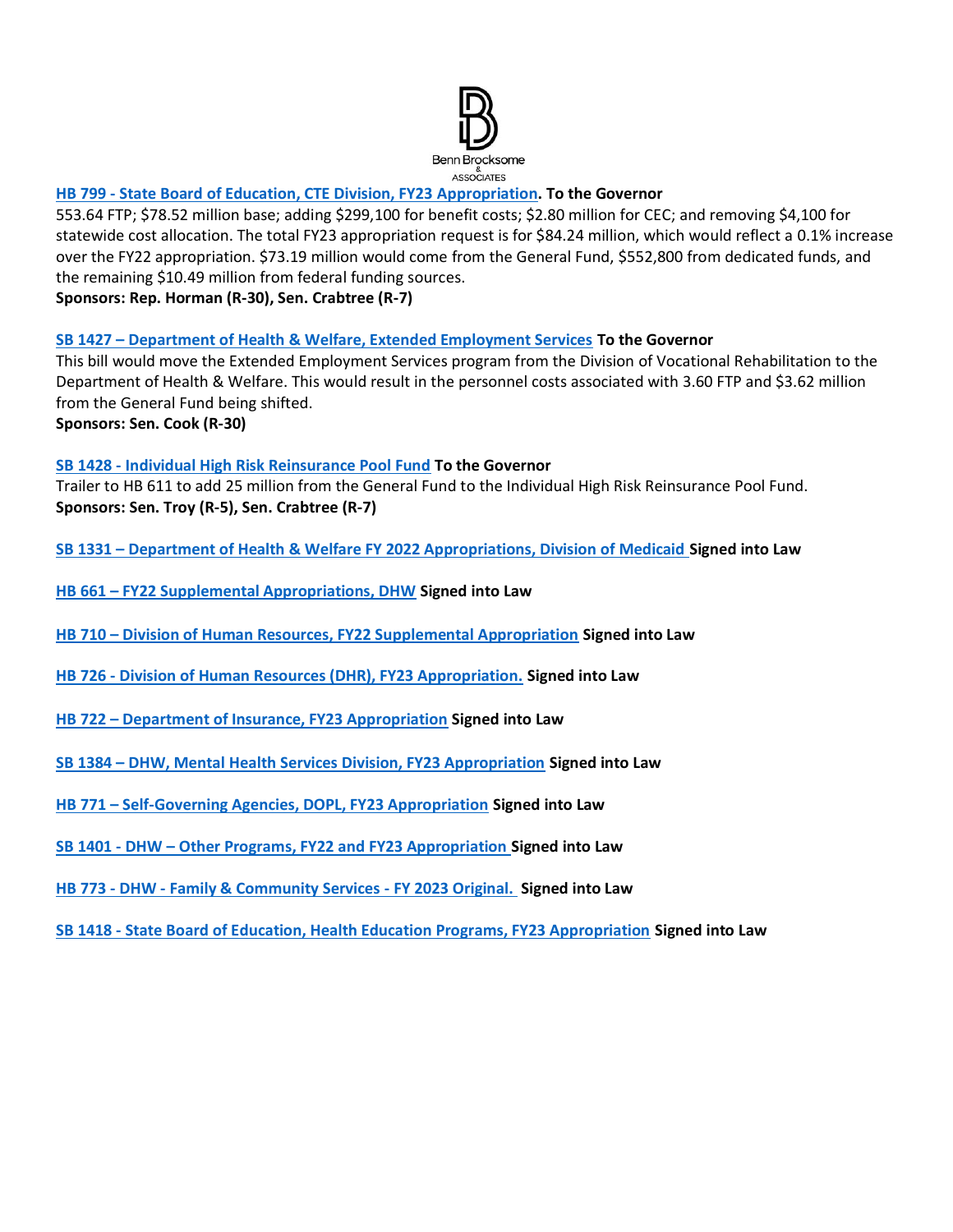**HB 799 - State Board of Education, CTE Division, FY23 Appropriation. To the Governor**
553.64 FTP; $78.52 million base; adding $299,100 for benefit costs; $2.80 million for CEC; and removing $4,100 for statewide cost allocation. The total FY23 appropriation request is for $84.24 million, which would reflect a 0.1% increase over the FY22 appropriation. $73.19 million would come from the General Fund, $552,800 from dedicated funds, and the remaining $10.49 million from federal funding sources.
**Sponsors: Rep. Horman (R-30), Sen. Crabtree (R-7)**

**SB 1427 – Department of Health & Welfare, Extended Employment Services To the Governor**
This bill would move the Extended Employment Services program from the Division of Vocational Rehabilitation to the Department of Health & Welfare. This would result in the personnel costs associated with 3.60 FTP and $3.62 million from the General Fund being shifted.
**Sponsors: Sen. Cook (R-30)**

**SB 1428 - Individual High Risk Reinsurance Pool Fund To the Governor**
Trailer to HB 611 to add 25 million from the General Fund to the Individual High Risk Reinsurance Pool Fund.
**Sponsors: Sen. Troy (R-5), Sen. Crabtree (R-7)**

**SB 1331 – Department of Health & Welfare FY 2022 Appropriations, Division of Medicaid Signed into Law**

**HB 661 – FY22 Supplemental Appropriations, DHW Signed into Law**

**HB 710 – Division of Human Resources, FY22 Supplemental Appropriation Signed into Law**

**HB 726 - Division of Human Resources (DHR), FY23 Appropriation. Signed into Law**

**HB 722 – Department of Insurance, FY23 Appropriation Signed into Law**

**SB 1384 – DHW, Mental Health Services Division, FY23 Appropriation Signed into Law**

**HB 771 – Self-Governing Agencies, DOPL, FY23 Appropriation Signed into Law**

**SB 1401 - DHW – Other Programs, FY22 and FY23 Appropriation Signed into Law**

**HB 773 - DHW - Family & Community Services - FY 2023 Original. Signed into Law**

**SB 1418 - State Board of Education, Health Education Programs, FY23 Appropriation Signed into Law**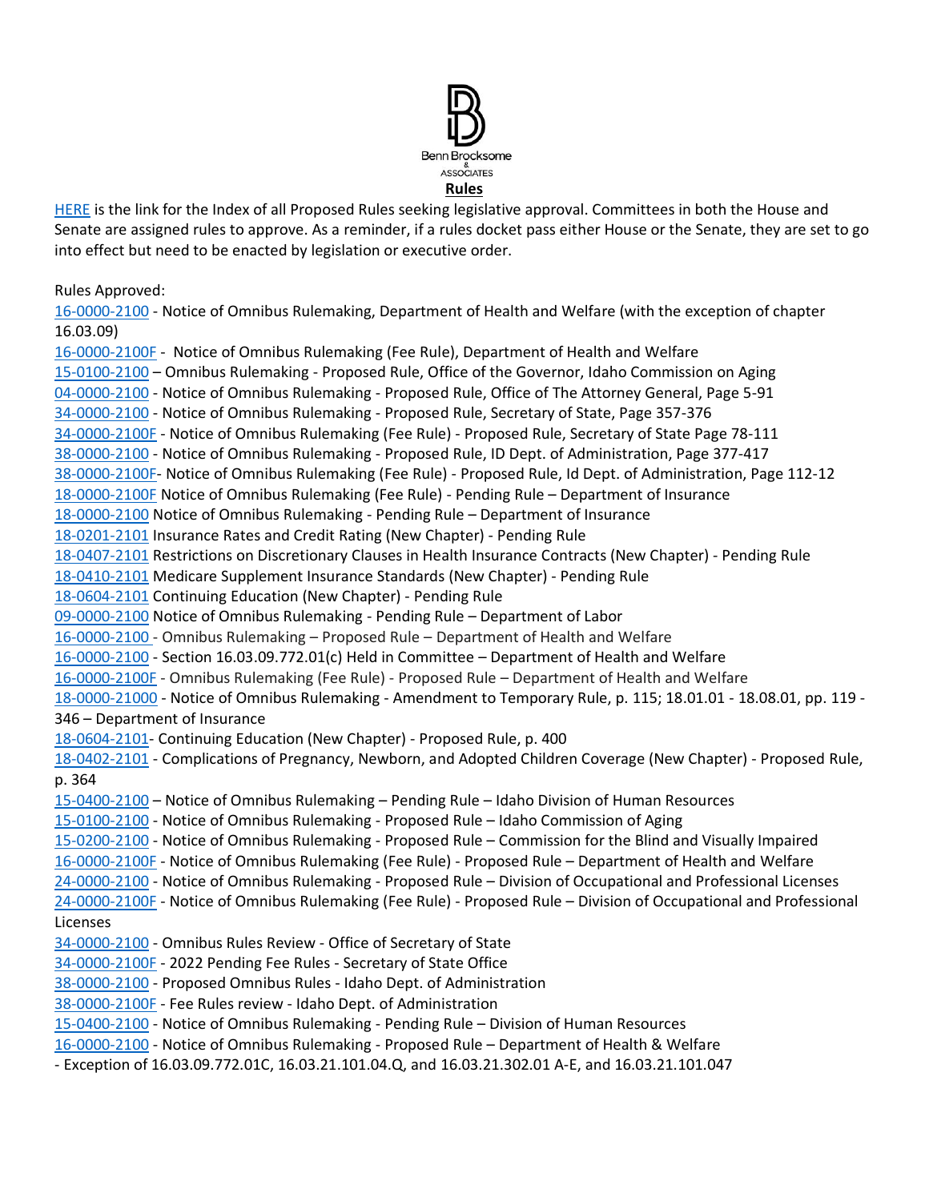Benn Brocksome & ASSOCIATES

**Rules**

HERE is the link for the Index of all Proposed Rules seeking legislative approval. Committees in both the House and Senate are assigned rules to approve. As a reminder, if a rules docket pass either House or the Senate, they are set to go into effect but need to be enacted by legislation or executive order.

Rules Approved:

16-0000-2100 - Notice of Omnibus Rulemaking, Department of Health and Welfare (with the exception of chapter 16.03.09)
16-0000-2100F - Notice of Omnibus Rulemaking (Fee Rule), Department of Health and Welfare
15-0100-2100 – Omnibus Rulemaking - Proposed Rule, Office of the Governor, Idaho Commission on Aging
04-0000-2100 - Notice of Omnibus Rulemaking - Proposed Rule, Office of The Attorney General, Page 5-91
34-0000-2100 - Notice of Omnibus Rulemaking - Proposed Rule, Secretary of State, Page 357-376
34-0000-2100F - Notice of Omnibus Rulemaking (Fee Rule) - Proposed Rule, Secretary of State Page 78-111
38-0000-2100 - Notice of Omnibus Rulemaking - Proposed Rule, ID Dept. of Administration, Page 377-417
38-0000-2100F- Notice of Omnibus Rulemaking (Fee Rule) - Proposed Rule, Id Dept. of Administration, Page 112-12
18-0000-2100F Notice of Omnibus Rulemaking (Fee Rule) - Pending Rule – Department of Insurance
18-0000-2100 Notice of Omnibus Rulemaking - Pending Rule – Department of Insurance
18-0201-2101 Insurance Rates and Credit Rating (New Chapter) - Pending Rule
18-0407-2101 Restrictions on Discretionary Clauses in Health Insurance Contracts (New Chapter) - Pending Rule
18-0410-2101 Medicare Supplement Insurance Standards (New Chapter) - Pending Rule
18-0604-2101 Continuing Education (New Chapter) - Pending Rule
09-0000-2100 Notice of Omnibus Rulemaking - Pending Rule – Department of Labor
16-0000-2100 - Omnibus Rulemaking – Proposed Rule – Department of Health and Welfare
16-0000-2100 - Section 16.03.09.772.01(c) Held in Committee – Department of Health and Welfare
16-0000-2100F - Omnibus Rulemaking (Fee Rule) - Proposed Rule – Department of Health and Welfare
18-0000-21000 - Notice of Omnibus Rulemaking - Amendment to Temporary Rule, p. 115; 18.01.01 - 18.08.01, pp. 119 - 346 – Department of Insurance
18-0604-2101- Continuing Education (New Chapter) - Proposed Rule, p. 400
18-0402-2101 - Complications of Pregnancy, Newborn, and Adopted Children Coverage (New Chapter) - Proposed Rule, p. 364
15-0400-2100 – Notice of Omnibus Rulemaking – Pending Rule – Idaho Division of Human Resources
15-0100-2100 - Notice of Omnibus Rulemaking - Proposed Rule – Idaho Commission of Aging
15-0200-2100 - Notice of Omnibus Rulemaking - Proposed Rule – Commission for the Blind and Visually Impaired
16-0000-2100F - Notice of Omnibus Rulemaking (Fee Rule) - Proposed Rule – Department of Health and Welfare
24-0000-2100 - Notice of Omnibus Rulemaking - Proposed Rule – Division of Occupational and Professional Licenses
24-0000-2100F - Notice of Omnibus Rulemaking (Fee Rule) - Proposed Rule – Division of Occupational and Professional Licenses
34-0000-2100 - Omnibus Rules Review - Office of Secretary of State
34-0000-2100F - 2022 Pending Fee Rules - Secretary of State Office
38-0000-2100 - Proposed Omnibus Rules - Idaho Dept. of Administration
38-0000-2100F - Fee Rules review - Idaho Dept. of Administration
15-0400-2100 - Notice of Omnibus Rulemaking - Pending Rule – Division of Human Resources
16-0000-2100 - Notice of Omnibus Rulemaking - Proposed Rule – Department of Health & Welfare
- Exception of 16.03.09.772.01C, 16.03.21.101.04.Q, and 16.03.21.302.01 A-E, and 16.03.21.101.047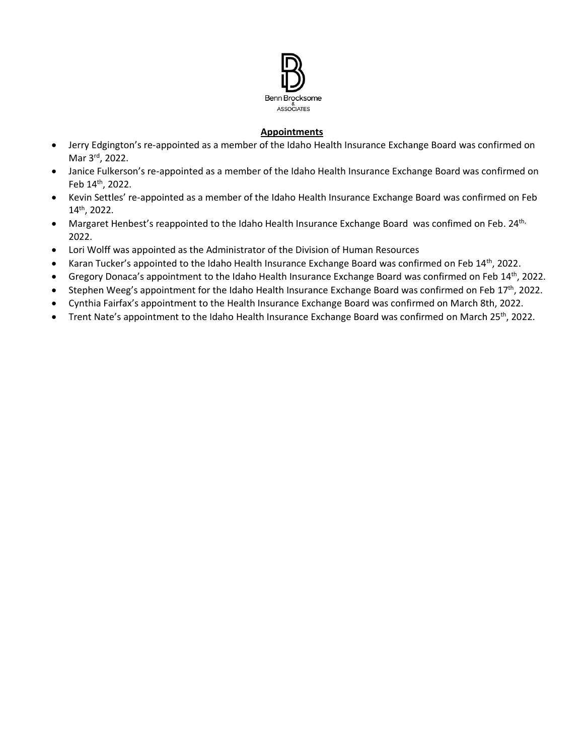Benn Brocksome & ASSOCIATES

## Appointments

- Jerry Edgington's re-appointed as a member of the Idaho Health Insurance Exchange Board was confirmed on Mar 3rd, 2022.
- Janice Fulkerson's re-appointed as a member of the Idaho Health Insurance Exchange Board was confirmed on Feb 14th, 2022.
- Kevin Settles' re-appointed as a member of the Idaho Health Insurance Exchange Board was confirmed on Feb 14th, 2022.
- Margaret Henbest's reappointed to the Idaho Health Insurance Exchange Board was confimed on Feb. 24th, 2022.
- Lori Wolff was appointed as the Administrator of the Division of Human Resources
- Karan Tucker's appointed to the Idaho Health Insurance Exchange Board was confirmed on Feb 14th, 2022.
- Gregory Donaca's appointment to the Idaho Health Insurance Exchange Board was confirmed on Feb 14th, 2022.
- Stephen Weeg's appointment for the Idaho Health Insurance Exchange Board was confirmed on Feb 17th, 2022.
- Cynthia Fairfax's appointment to the Health Insurance Exchange Board was confirmed on March 8th, 2022.
- Trent Nate's appointment to the Idaho Health Insurance Exchange Board was confirmed on March 25th, 2022.